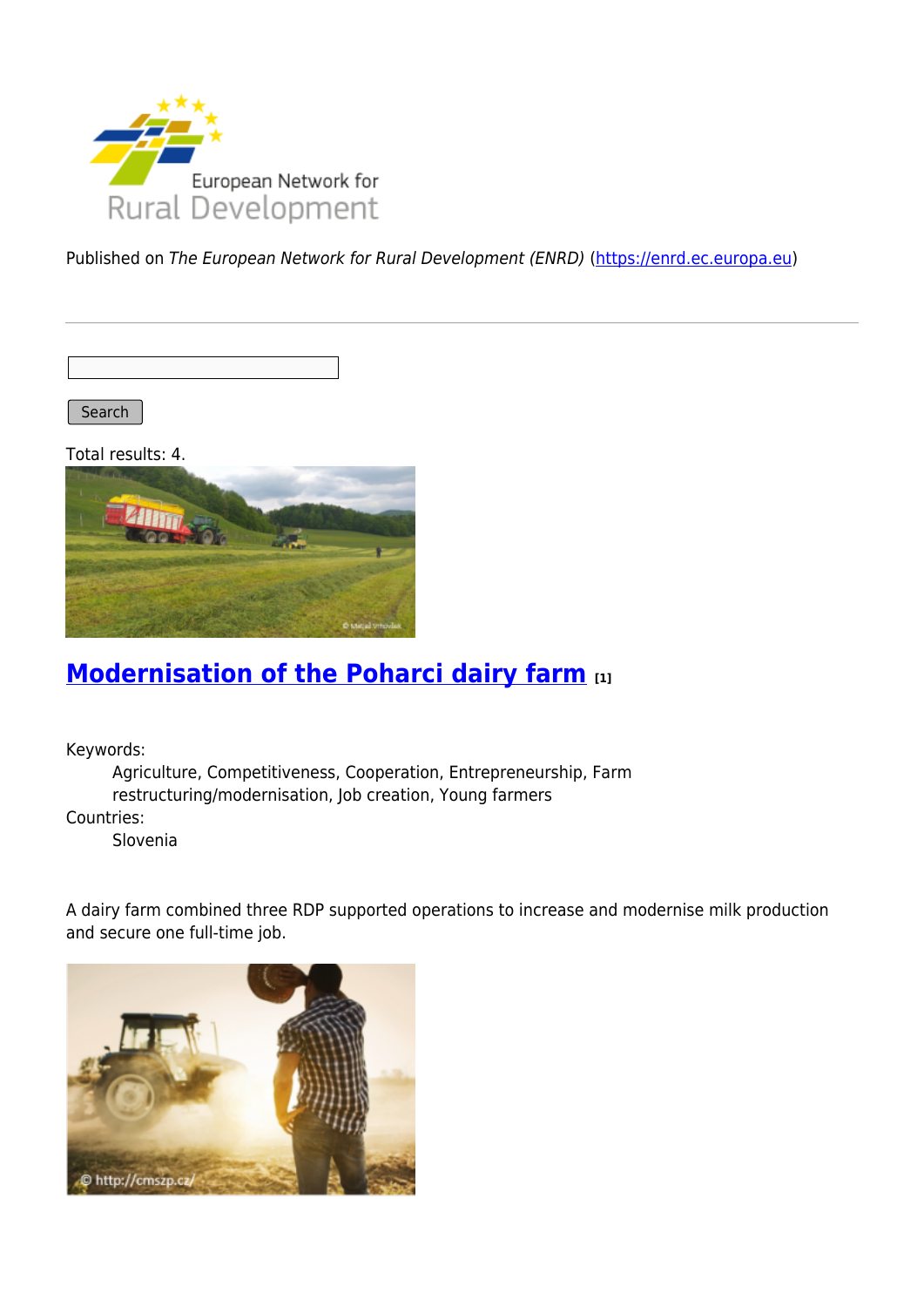Published on *The European Network for Rural Development (ENRD)* (https://enrd.ec.europa.eu)

Search

Total results: 4.

## Modernisation of the Poharci dairy farm [1]

Keywords:
Agriculture, Competitiveness, Cooperation, Entrepreneurship, Farm restructuring/modernisation, Job creation, Young farmers

Countries:
Slovenia

A dairy farm combined three RDP supported operations to increase and modernise milk production and secure one full-time job.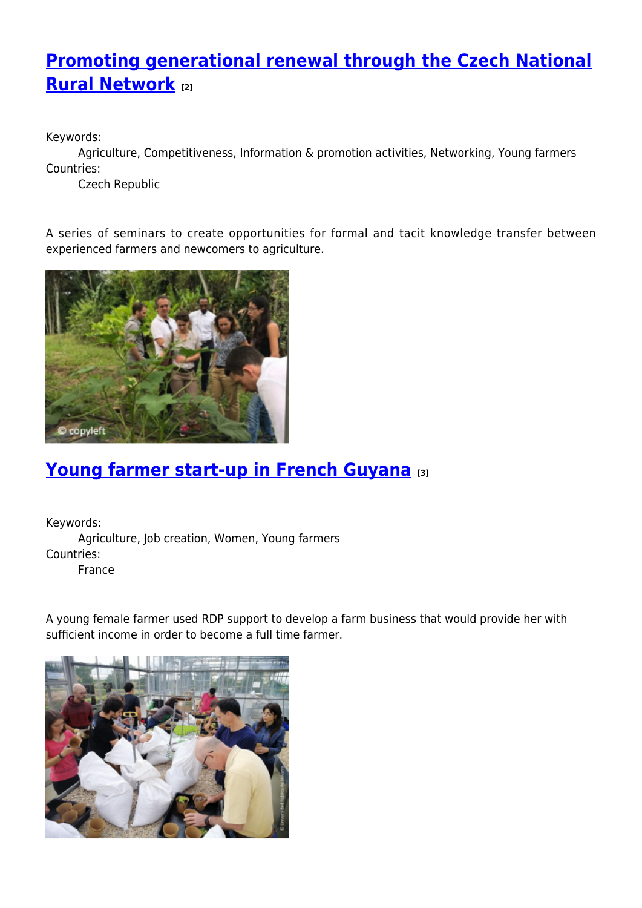## Promoting generational renewal through the Czech National Rural Network [2]

Keywords:
Agriculture, Competitiveness, Information & promotion activities, Networking, Young farmers

Countries:
Czech Republic

A series of seminars to create opportunities for formal and tacit knowledge transfer between experienced farmers and newcomers to agriculture.

## Young farmer start-up in French Guyana [3]

Keywords:
Agriculture, Job creation, Women, Young farmers

Countries:
France

A young female farmer used RDP support to develop a farm business that would provide her with sufficient income in order to become a full time farmer.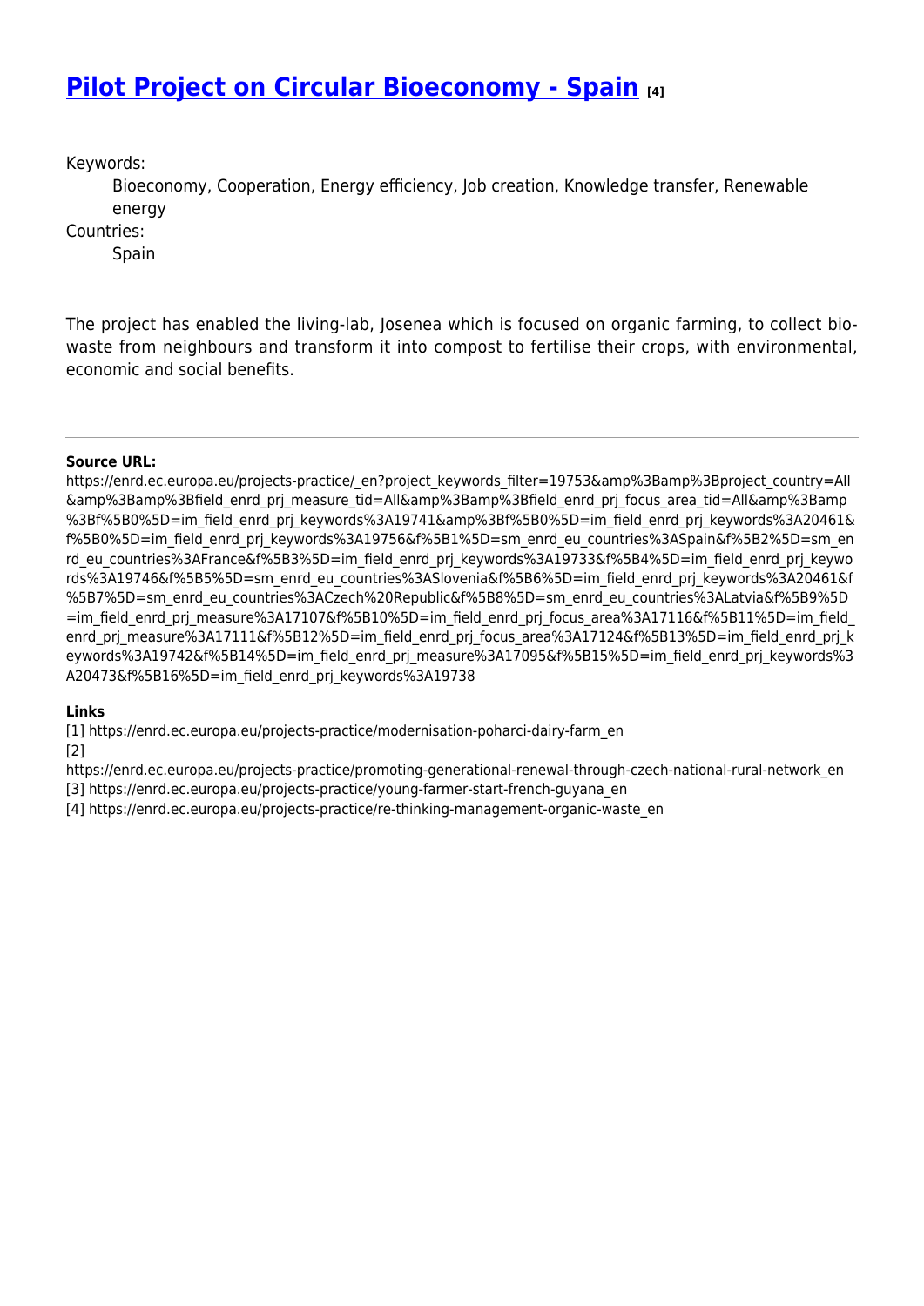## [Pilot Project on Circular Bioeconomy - Spain](https://enrd.ec.europa.eu/projects-practice/re-thinking-management-organic-waste_en) [4]

Keywords:
: Bioeconomy, Cooperation, Energy efficiency, Job creation, Knowledge transfer, Renewable energy

Countries:
: Spain

The project has enabled the living-lab, Josenea which is focused on organic farming, to collect bio-waste from neighbours and transform it into compost to fertilise their crops, with environmental, economic and social benefits.

---

**Source URL:**
https://enrd.ec.europa.eu/projects-practice/_en?project_keywords_filter=19753&amp%3Bamp%3Bproject_country=All&amp%3Bamp%3Bfield_enrd_prj_measure_tid=All&amp%3Bamp%3Bfield_enrd_prj_focus_area_tid=All&amp%3Bamp%3Bf%5B0%5D=im_field_enrd_prj_keywords%3A19741&amp%3Bf%5B0%5D=im_field_enrd_prj_keywords%3A20461&f%5B0%5D=im_field_enrd_prj_keywords%3A19756&f%5B1%5D=sm_enrd_eu_countries%3ASpain&f%5B2%5D=sm_enrd_eu_countries%3AFrance&f%5B3%5D=im_field_enrd_prj_keywords%3A19733&f%5B4%5D=im_field_enrd_prj_keywords%3A19746&f%5B5%5D=sm_enrd_eu_countries%3ASlovenia&f%5B6%5D=im_field_enrd_prj_keywords%3A20461&f%5B7%5D=sm_enrd_eu_countries%3ACzech%20Republic&f%5B8%5D=sm_enrd_eu_countries%3ALatvia&f%5B9%5D=im_field_enrd_prj_measure%3A17107&f%5B10%5D=im_field_enrd_prj_focus_area%3A17116&f%5B11%5D=im_field_enrd_prj_measure%3A17111&f%5B12%5D=im_field_enrd_prj_focus_area%3A17124&f%5B13%5D=im_field_enrd_prj_keywords%3A19742&f%5B14%5D=im_field_enrd_prj_measure%3A17095&f%5B15%5D=im_field_enrd_prj_keywords%3A20473&f%5B16%5D=im_field_enrd_prj_keywords%3A19738

**Links**

[1] https://enrd.ec.europa.eu/projects-practice/modernisation-poharci-dairy-farm_en
[2] https://enrd.ec.europa.eu/projects-practice/promoting-generational-renewal-through-czech-national-rural-network_en
[3] https://enrd.ec.europa.eu/projects-practice/young-farmer-start-french-guyana_en
[4] https://enrd.ec.europa.eu/projects-practice/re-thinking-management-organic-waste_en